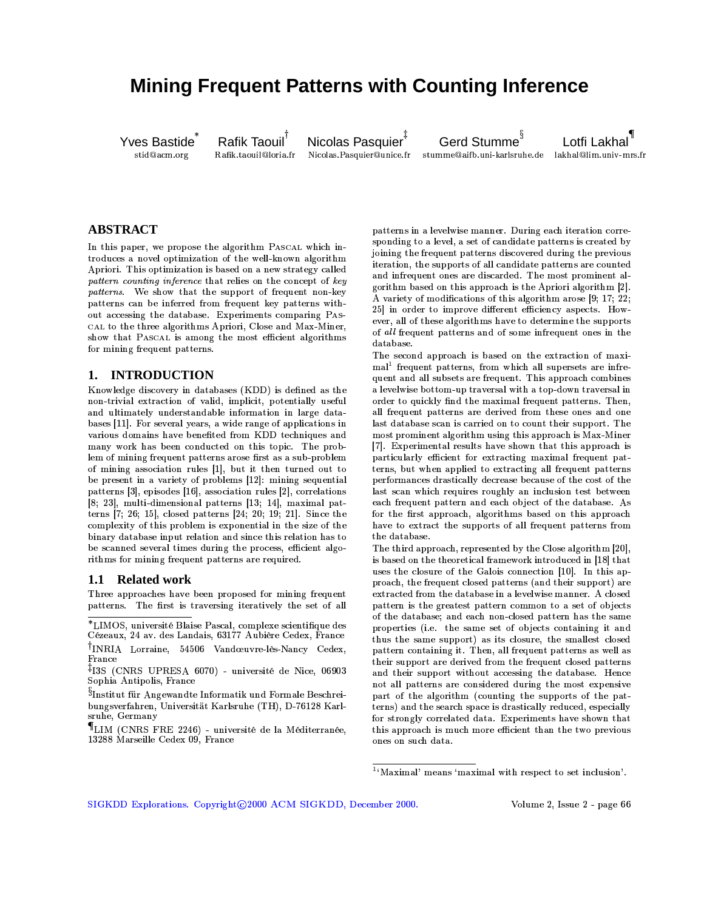# Mining Frequent Patterns with Counting Inference

Yves Bastide[*] — stid@acm.org
Rafik Taouil[†] — Rafik.taouil@loria.fr
Nicolas Pasquier[‡] — Nicolas.Pasquier@unice.fr
Gerd Stumme[§] — stumme@aifb.uni-karlsruhe.de
Lotfi Lakhal[¶] — lakhal@lim.univ-mrs.fr

## ABSTRACT

In this paper, we propose the algorithm Pascal which introduces a novel optimization of the well-known algorithm Apriori. This optimization is based on a new strategy called *pattern counting inference* that relies on the concept of *key patterns*. We show that the support of frequent non-key patterns can be inferred from frequent key patterns without accessing the database. Experiments comparing Pascal to the three algorithms Apriori, Close and Max-Miner, show that Pascal is among the most efficient algorithms for mining frequent patterns.

## 1. INTRODUCTION

Knowledge discovery in databases (KDD) is defined as the non-trivial extraction of valid, implicit, potentially useful and ultimately understandable information in large databases [11]. For several years, a wide range of applications in various domains have benefited from KDD techniques and many work has been conducted on this topic. The problem of mining frequent patterns arose first as a sub-problem of mining association rules [1], but it then turned out to be present in a variety of problems [12]: mining sequential patterns [3], episodes [16], association rules [2], correlations [8; 23], multi-dimensional patterns [13; 14], maximal patterns [7; 26; 15], closed patterns [24; 20; 19; 21]. Since the complexity of this problem is exponential in the size of the binary database input relation and since this relation has to be scanned several times during the process, efficient algorithms for mining frequent patterns are required.

### 1.1 Related work

Three approaches have been proposed for mining frequent patterns. The first is traversing iteratively the set of all patterns in a levelwise manner. During each iteration corresponding to a level, a set of candidate patterns is created by joining the frequent patterns discovered during the previous iteration, the supports of all candidate patterns are counted and infrequent ones are discarded. The most prominent algorithm based on this approach is the Apriori algorithm [2]. A variety of modifications of this algorithm arose [9; 17; 22; 25] in order to improve different efficiency aspects. However, all of these algorithms have to determine the supports of *all* frequent patterns and of some infrequent ones in the database.

The second approach is based on the extraction of maximal[1] frequent patterns, from which all supersets are infrequent and all subsets are frequent. This approach combines a levelwise bottom-up traversal with a top-down traversal in order to quickly find the maximal frequent patterns. Then, all frequent patterns are derived from these ones and one last database scan is carried on to count their support. The most prominent algorithm using this approach is Max-Miner [7]. Experimental results have shown that this approach is particularly efficient for extracting maximal frequent patterns, but when applied to extracting all frequent patterns performances drastically decrease because of the cost of the last scan which requires roughly an inclusion test between each frequent pattern and each object of the database. As for the first approach, algorithms based on this approach have to extract the supports of all frequent patterns from the database.

The third approach, represented by the Close algorithm [20], is based on the theoretical framework introduced in [18] that uses the closure of the Galois connection [10]. In this approach, the frequent closed patterns (and their support) are extracted from the database in a levelwise manner. A closed pattern is the greatest pattern common to a set of objects of the database; and each non-closed pattern has the same properties (i.e. the same set of objects containing it and thus the same support) as its closure, the smallest closed pattern containing it. Then, all frequent patterns as well as their support are derived from the frequent closed patterns and their support without accessing the database. Hence not all patterns are considered during the most expensive part of the algorithm (counting the supports of the patterns) and the search space is drastically reduced, especially for strongly correlated data. Experiments have shown that this approach is much more efficient than the two previous ones on such data.

[*] LIMOS, université Blaise Pascal, complexe scientifique des Cézeaux, 24 av. des Landais, 63177 Aubière Cedex, France

[†] INRIA Lorraine, 54506 Vandœuvre-lès-Nancy Cedex, France

[‡] I3S (CNRS UPRESA 6070) - université de Nice, 06903 Sophia Antipolis, France

[§] Institut für Angewandte Informatik und Formale Beschreibungsverfahren, Universität Karlsruhe (TH), D-76128 Karlsruhe, Germany

[¶] LIM (CNRS FRE 2246) - université de la Méditerranée, 13288 Marseille Cedex 09, France

[1] 'Maximal' means 'maximal with respect to set inclusion'.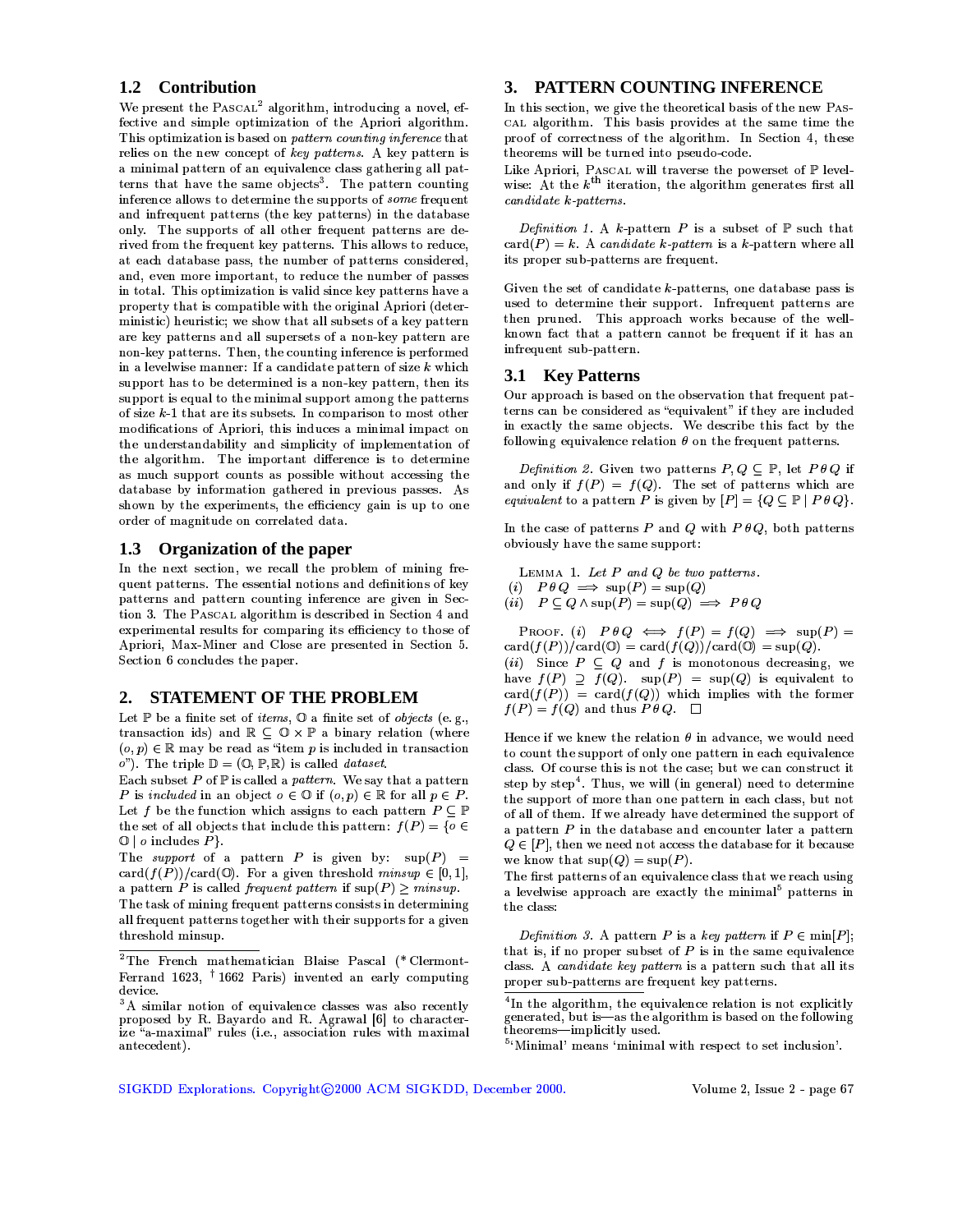## 1.2 Contribution

We present the PASCAL[2] algorithm, introducing a novel, effective and simple optimization of the Apriori algorithm. This optimization is based on *pattern counting inference* that relies on the new concept of *key patterns*. A key pattern is a minimal pattern of an equivalence class gathering all patterns that have the same objects[3]. The pattern counting inference allows to determine the supports of *some* frequent and infrequent patterns (the key patterns) in the database only. The supports of all other frequent patterns are derived from the frequent key patterns. This allows to reduce, at each database pass, the number of patterns considered, and, even more important, to reduce the number of passes in total. This optimization is valid since key patterns have a property that is compatible with the original Apriori (deterministic) heuristic; we show that all subsets of a key pattern are key patterns and all supersets of a non-key pattern are non-key patterns. Then, the counting inference is performed in a levelwise manner: If a candidate pattern of size $k$ which support has to be determined is a non-key pattern, then its support is equal to the minimal support among the patterns of size $k$-1 that are its subsets. In comparison to most other modifications of Apriori, this induces a minimal impact on the understandability and simplicity of implementation of the algorithm. The important difference is to determine as much support counts as possible without accessing the database by information gathered in previous passes. As shown by the experiments, the efficiency gain is up to one order of magnitude on correlated data.

## 1.3 Organization of the paper

In the next section, we recall the problem of mining frequent patterns. The essential notions and definitions of key patterns and pattern counting inference are given in Section 3. The PASCAL algorithm is described in Section 4 and experimental results for comparing its efficiency to those of Apriori, Max-Miner and Close are presented in Section 5. Section 6 concludes the paper.

## 2. STATEMENT OF THE PROBLEM

Let $\mathbb{P}$ be a finite set of *items*, $\mathbb{O}$ a finite set of *objects* (e. g., transaction ids) and $\mathbb{R} \subseteq \mathbb{O} \times \mathbb{P}$ a binary relation (where $(o, p) \in \mathbb{R}$ may be read as "item $p$ is included in transaction $o$"). The triple $\mathbb{D} = (\mathbb{O}, \mathbb{P}, \mathbb{R})$ is called *dataset*.

Each subset $P$ of $\mathbb{P}$ is called a *pattern*. We say that a pattern $P$ is *included* in an object $o \in \mathbb{O}$ if $(o, p) \in \mathbb{R}$ for all $p \in P$. Let $f$ be the function which assigns to each pattern $P \subseteq \mathbb{P}$ the set of all objects that include this pattern: $f(P) = \{o \in \mathbb{O} \mid o \text{ includes } P\}$.

The *support* of a pattern $P$ is given by: $\sup(P) = \text{card}(f(P))/\text{card}(\mathbb{O})$. For a given threshold $minsup \in [0, 1]$, a pattern $P$ is called *frequent pattern* if $\sup(P) \geq minsup$.

The task of mining frequent patterns consists in determining all frequent patterns together with their supports for a given threshold minsup.

[2] The French mathematician Blaise Pascal (* Clermont-Ferrand 1623, † 1662 Paris) invented an early computing device.

[3] A similar notion of equivalence classes was also recently proposed by R. Bayardo and R. Agrawal [6] to characterize "a-maximal" rules (i.e., association rules with maximal antecedent).

## 3. PATTERN COUNTING INFERENCE

In this section, we give the theoretical basis of the new PASCAL algorithm. This basis provides at the same time the proof of correctness of the algorithm. In Section 4, these theorems will be turned into pseudo-code.

Like Apriori, PASCAL will traverse the powerset of $\mathbb{P}$ levelwise: At the $k^{\text{th}}$ iteration, the algorithm generates first all *candidate k-patterns*.

*Definition 1.* A $k$-pattern $P$ is a subset of $\mathbb{P}$ such that $\text{card}(P) = k$. A *candidate k-pattern* is a $k$-pattern where all its proper sub-patterns are frequent.

Given the set of candidate $k$-patterns, one database pass is used to determine their support. Infrequent patterns are then pruned. This approach works because of the well-known fact that a pattern cannot be frequent if it has an infrequent sub-pattern.

### 3.1 Key Patterns

Our approach is based on the observation that frequent patterns can be considered as "equivalent" if they are included in exactly the same objects. We describe this fact by the following equivalence relation $\theta$ on the frequent patterns.

*Definition 2.* Given two patterns $P, Q \subseteq \mathbb{P}$, let $P\,\theta\,Q$ if and only if $f(P) = f(Q)$. The set of patterns which are *equivalent* to a pattern $P$ is given by $[P] = \{Q \subseteq \mathbb{P} \mid P\,\theta\,Q\}$.

In the case of patterns $P$ and $Q$ with $P\,\theta\,Q$, both patterns obviously have the same support:

LEMMA 1. *Let $P$ and $Q$ be two patterns.*
(i) $P\,\theta\,Q \implies \sup(P) = \sup(Q)$
(ii) $P \subseteq Q \wedge \sup(P) = \sup(Q) \implies P\,\theta\,Q$

PROOF. (i) $P\,\theta\,Q \iff f(P) = f(Q) \implies \sup(P) = \text{card}(f(P))/\text{card}(\mathbb{O}) = \text{card}(f(Q))/\text{card}(\mathbb{O}) = \sup(Q)$.
(ii) Since $P \subseteq Q$ and $f$ is monotonous decreasing, we have $f(P) \supseteq f(Q)$. $\sup(P) = \sup(Q)$ is equivalent to $\text{card}(f(P)) = \text{card}(f(Q))$ which implies with the former $f(P) = f(Q)$ and thus $P\,\theta\,Q$. □

Hence if we knew the relation $\theta$ in advance, we would need to count the support of only one pattern in each equivalence class. Of course this is not the case; but we can construct it step by step[4]. Thus, we will (in general) need to determine the support of more than one pattern in each class, but not of all of them. If we already have determined the support of a pattern $P$ in the database and encounter later a pattern $Q \in [P]$, then we need not access the database for it because we know that $\sup(Q) = \sup(P)$.

The first patterns of an equivalence class that we reach using a levelwise approach are exactly the minimal[5] patterns in the class:

*Definition 3.* A pattern $P$ is a *key pattern* if $P \in \min[P]$; that is, if no proper subset of $P$ is in the same equivalence class. A *candidate key pattern* is a pattern such that all its proper sub-patterns are frequent key patterns.

[4] In the algorithm, the equivalence relation is not explicitly generated, but is—as the algorithm is based on the following theorems—implicitly used.

[5] 'Minimal' means 'minimal with respect to set inclusion'.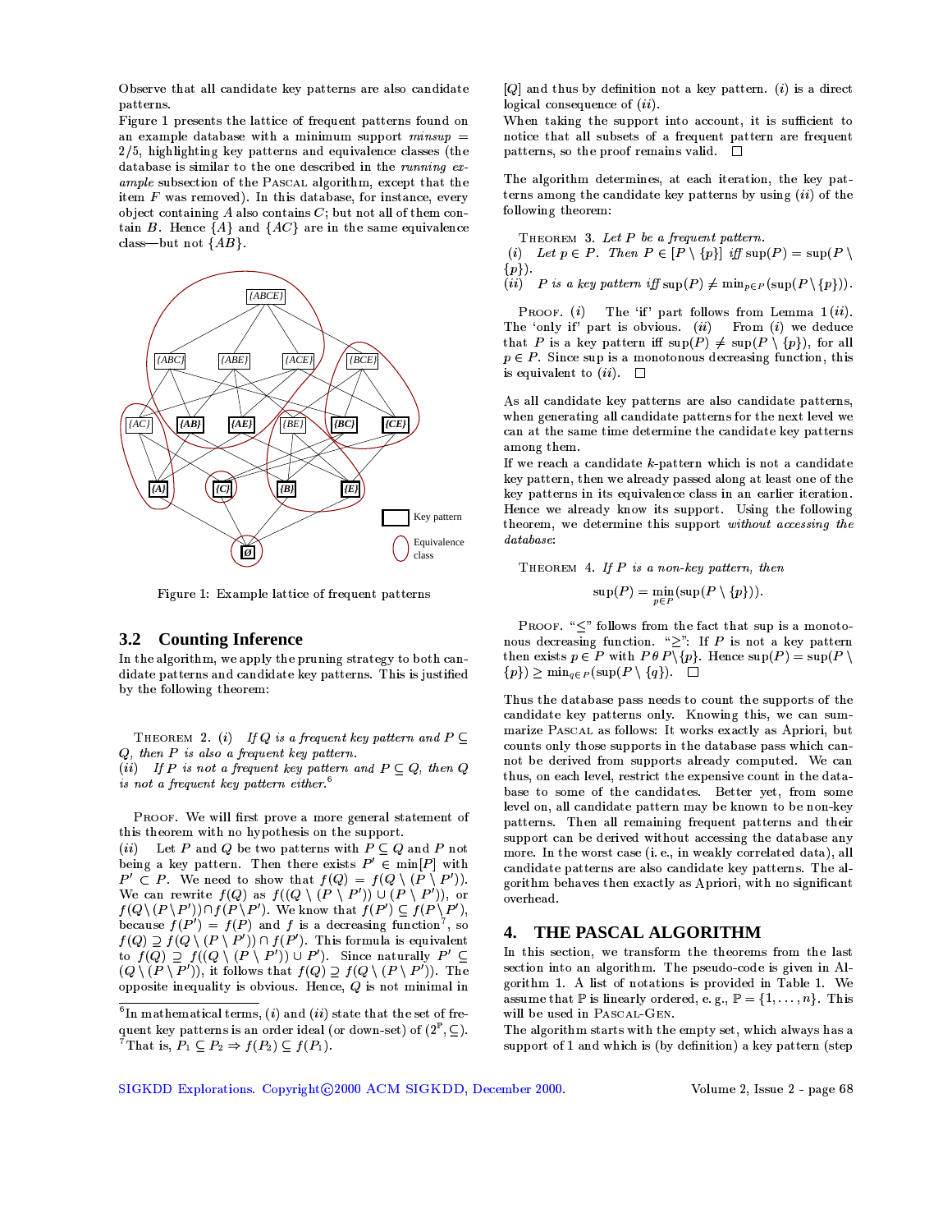Observe that all candidate key patterns are also candidate patterns.

Figure 1 presents the lattice of frequent patterns found on an example database with a minimum support *minsup* = 2/5, highlighting key patterns and equivalence classes (the database is similar to the one described in the *running example* subsection of the PASCAL algorithm, except that the item $F$ was removed). In this database, for instance, every object containing $A$ also contains $C$; but not all of them contain $B$. Hence $\{A\}$ and $\{AC\}$ are in the same equivalence class—but not $\{AB\}$.

Figure 1: Example lattice of frequent patterns

## 3.2 Counting Inference

In the algorithm, we apply the pruning strategy to both candidate patterns and candidate key patterns. This is justified by the following theorem:

THEOREM 2. *(i) If $Q$ is a frequent key pattern and $P \subseteq Q$, then $P$ is also a frequent key pattern.*
*(ii) If $P$ is not a frequent key pattern and $P \subseteq Q$, then $Q$ is not a frequent key pattern either.*[6]

PROOF. We will first prove a more general statement of this theorem with no hypothesis on the support.
$(ii)$ Let $P$ and $Q$ be two patterns with $P \subseteq Q$ and $P$ not being a key pattern. Then there exists $P' \in \min[P]$ with $P' \subset P$. We need to show that $f(Q) = f(Q \setminus (P \setminus P'))$. We can rewrite $f(Q)$ as $f((Q \setminus (P \setminus P')) \cup (P \setminus P'))$, or $f(Q \setminus (P \setminus P')) \cap f(P \setminus P')$. We know that $f(P') \subseteq f(P \setminus P')$, because $f(P') = f(P)$ and $f$ is a decreasing function[7], so $f(Q) \supseteq f(Q \setminus (P \setminus P')) \cap f(P')$. This formula is equivalent to $f(Q) \supseteq f((Q \setminus (P \setminus P')) \cup P')$. Since naturally $P' \subseteq (Q \setminus (P \setminus P'))$, it follows that $f(Q) \supseteq f(Q \setminus (P \setminus P'))$. The opposite inequality is obvious. Hence, $Q$ is not minimal in $[Q]$ and thus by definition not a key pattern. $(i)$ is a direct logical consequence of $(ii)$.

When taking the support into account, it is sufficient to notice that all subsets of a frequent pattern are frequent patterns, so the proof remains valid. $\square$

[6] In mathematical terms, $(i)$ and $(ii)$ state that the set of frequent key patterns is an order ideal (or down-set) of $(2^{\mathbb{P}}, \subseteq)$.
[7] That is, $P_1 \subseteq P_2 \Rightarrow f(P_2) \subseteq f(P_1)$.

The algorithm determines, at each iteration, the key patterns among the candidate key patterns by using $(ii)$ of the following theorem:

THEOREM 3. *Let $P$ be a frequent pattern.*
*(i) Let $p \in P$. Then $P \in [P \setminus \{p\}]$ iff $\sup(P) = \sup(P \setminus \{p\})$.*
*(ii) $P$ is a key pattern iff $\sup(P) \neq \min_{p \in P}(\sup(P \setminus \{p\}))$.*

PROOF. $(i)$ The 'if' part follows from Lemma 1$(ii)$. The 'only if' part is obvious. $(ii)$ From $(i)$ we deduce that $P$ is a key pattern iff $\sup(P) \neq \sup(P \setminus \{p\})$, for all $p \in P$. Since sup is a monotonous decreasing function, this is equivalent to $(ii)$. $\square$

As all candidate key patterns are also candidate patterns, when generating all candidate patterns for the next level we can at the same time determine the candidate key patterns among them.

If we reach a candidate $k$-pattern which is not a candidate key pattern, then we already passed along at least one of the key patterns in its equivalence class in an earlier iteration. Hence we already know its support. Using the following theorem, we determine this support *without accessing the database*:

THEOREM 4. *If $P$ is a non-key pattern, then*

$$\sup(P) = \min_{p \in P}(\sup(P \setminus \{p\})).$$

PROOF. "$\leq$" follows from the fact that sup is a monotonous decreasing function. "$\geq$": If $P$ is not a key pattern then exists $p \in P$ with $P \,\theta\, P \setminus \{p\}$. Hence $\sup(P) = \sup(P \setminus \{p\}) \geq \min_{q \in P}(\sup(P \setminus \{q\})$. $\square$

Thus the database pass needs to count the supports of the candidate key patterns only. Knowing this, we can summarize PASCAL as follows: It works exactly as Apriori, but counts only those supports in the database pass which cannot be derived from supports already computed. We can thus, on each level, restrict the expensive count in the database to some of the candidates. Better yet, from some level on, all candidate pattern may be known to be non-key patterns. Then all remaining frequent patterns and their support can be derived without accessing the database any more. In the worst case (i. e., in weakly correlated data), all candidate patterns are also candidate key patterns. The algorithm behaves then exactly as Apriori, with no significant overhead.

## 4. THE PASCAL ALGORITHM

In this section, we transform the theorems from the last section into an algorithm. The pseudo-code is given in Algorithm 1. A list of notations is provided in Table 1. We assume that $\mathbb{P}$ is linearly ordered, e. g., $\mathbb{P} = \{1, \ldots, n\}$. This will be used in PASCAL-GEN.

The algorithm starts with the empty set, which always has a support of 1 and which is (by definition) a key pattern (step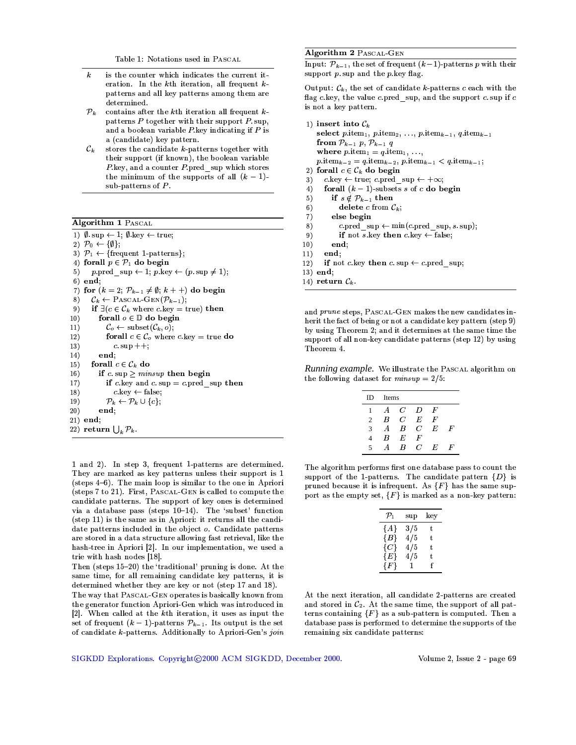Table 1: Notations used in PASCAL

| | |
|---|---|
| $k$ | is the counter which indicates the current iteration. In the $k$th iteration, all frequent $k$-patterns and all key patterns among them are determined. |
| $\mathcal{P}_k$ | contains after the $k$th iteration all frequent $k$-patterns $P$ together with their support $P.\text{sup}$, and a boolean variable $P.\text{key}$ indicating if $P$ is a (candidate) key pattern. |
| $\mathcal{C}_k$ | stores the candidate $k$-patterns together with their support (if known), the boolean variable $P.\text{key}$, and a counter $P.\text{pred\_sup}$ which stores the minimum of the supports of all $(k-1)$-sub-patterns of $P$. |

**Algorithm 1** PASCAL

```
1)  ∅.sup ← 1; ∅.key ← true;
2)  P_0 ← {∅};
3)  P_1 ← {frequent 1-patterns};
4)  forall p ∈ P_1 do begin
5)     p.pred_sup ← 1; p.key ← (p.sup ≠ 1);
6)  end;
7)  for (k = 2; P_{k-1} ≠ ∅; k++) do begin
8)     C_k ← PASCAL-GEN(P_{k-1});
9)     if ∃(c ∈ C_k where c.key = true) then
10)       forall o ∈ D do begin
11)          C_o ← subset(C_k, o);
12)          forall c ∈ C_o where c.key = true do
13)             c.sup++;
14)       end;
15)    forall c ∈ C_k do
16)       if c.sup ≥ minsup then begin
17)          if c.key and c.sup = c.pred_sup then
18)             c.key ← false;
19)          P_k ← P_k ∪ {c};
20)       end;
21) end;
22) return ⋃_k P_k.
```

1 and 2). In step 3, frequent 1-patterns are determined. They are marked as key patterns unless their support is 1 (steps 4–6). The main loop is similar to the one in Apriori (steps 7 to 21). First, PASCAL-GEN is called to compute the candidate patterns. The support of key ones is determined via a database pass (steps 10–14). The 'subset' function (step 11) is the same as in Apriori: it returns all the candidate patterns included in the object $o$. Candidate patterns are stored in a data structure allowing fast retrieval, like the hash-tree in Apriori [2]. In our implementation, we used a trie with hash nodes [18].

Then (steps 15–20) the 'traditional' pruning is done. At the same time, for all remaining candidate key patterns, it is determined whether they are key or not (step 17 and 18).

The way that PASCAL-GEN operates is basically known from the generator function Apriori-Gen which was introduced in [2]. When called at the $k$th iteration, it uses as input the set of frequent $(k-1)$-patterns $\mathcal{P}_{k-1}$. Its output is the set of candidate $k$-patterns. Additionally to Apriori-Gen's *join* and *prune* steps, PASCAL-GEN makes the new candidates inherit the fact of being or not a candidate key pattern (step 9) by using Theorem 2; and it determines at the same time the support of all non-key candidate patterns (step 12) by using Theorem 4.

**Algorithm 2** PASCAL-GEN

Input: $\mathcal{P}_{k-1}$, the set of frequent $(k-1)$-patterns $p$ with their support $p.\text{sup}$ and the $p.\text{key}$ flag.

Output: $\mathcal{C}_k$, the set of candidate $k$-patterns $c$ each with the flag $c.\text{key}$, the value $c.\text{pred\_sup}$, and the support $c.\text{sup}$ if $c$ is not a key pattern.

```
1)  insert into C_k
    select p.item_1, p.item_2, ..., p.item_{k-1}, q.item_{k-1}
    from P_{k-1} p, P_{k-1} q
    where p.item_1 = q.item_1, ...,
    p.item_{k-2} = q.item_{k-2}, p.item_{k-1} < q.item_{k-1};
2)  forall c ∈ C_k do begin
3)     c.key ← true; c.pred_sup ← +∞;
4)     forall (k-1)-subsets s of c do begin
5)        if s ∉ P_{k-1} then
6)           delete c from C_k;
7)        else begin
8)           c.pred_sup ← min(c.pred_sup, s.sup);
9)           if not s.key then c.key ← false;
10)       end;
11)    end;
12)    if not c.key then c.sup ← c.pred_sup;
13) end;
14) return C_k.
```

*Running example.* We illustrate the PASCAL algorithm on the following dataset for $minsup = 2/5$:

| ID | Items | | | | |
|---|---|---|---|---|---|
| 1 | $A$ | $C$ | $D$ | $F$ | |
| 2 | $B$ | $C$ | $E$ | $F$ | |
| 3 | $A$ | $B$ | $C$ | $E$ | $F$ |
| 4 | $B$ | $E$ | $F$ | | |
| 5 | $A$ | $B$ | $C$ | $E$ | $F$ |

The algorithm performs first one database pass to count the support of the 1-patterns. The candidate pattern $\{D\}$ is pruned because it is infrequent. As $\{F\}$ has the same support as the empty set, $\{F\}$ is marked as a non-key pattern:

| $\mathcal{P}_1$ | sup | key |
|---|---|---|
| $\{A\}$ | 3/5 | t |
| $\{B\}$ | 4/5 | t |
| $\{C\}$ | 4/5 | t |
| $\{E\}$ | 4/5 | t |
| $\{F\}$ | 1 | f |

At the next iteration, all candidate 2-patterns are created and stored in $\mathcal{C}_2$. At the same time, the support of all patterns containing $\{F\}$ as a sub-pattern is computed. Then a database pass is performed to determine the supports of the remaining six candidate patterns: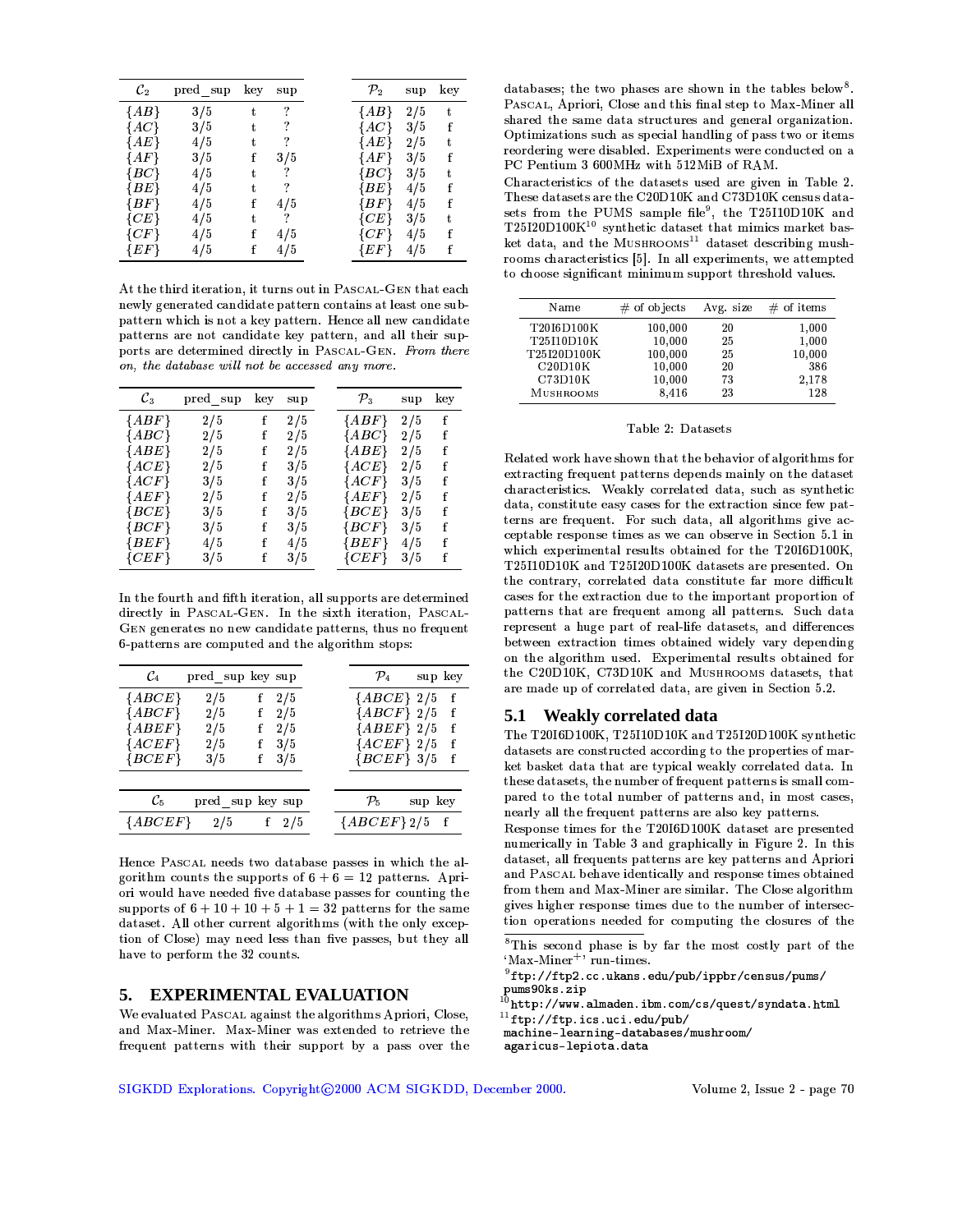| $\mathcal{C}_2$ | pred_sup | key | sup |
|---|---|---|---|
| $\{AB\}$ | 3/5 | t | ? |
| $\{AC\}$ | 3/5 | t | ? |
| $\{AE\}$ | 4/5 | t | ? |
| $\{AF\}$ | 3/5 | f | 3/5 |
| $\{BC\}$ | 4/5 | t | ? |
| $\{BE\}$ | 4/5 | t | ? |
| $\{BF\}$ | 4/5 | f | 4/5 |
| $\{CE\}$ | 4/5 | t | ? |
| $\{CF\}$ | 4/5 | f | 4/5 |
| $\{EF\}$ | 4/5 | f | 4/5 |

| $\mathcal{P}_2$ | sup | key |
|---|---|---|
| $\{AB\}$ | 2/5 | t |
| $\{AC\}$ | 3/5 | f |
| $\{AE\}$ | 2/5 | t |
| $\{AF\}$ | 3/5 | f |
| $\{BC\}$ | 3/5 | t |
| $\{BE\}$ | 4/5 | f |
| $\{BF\}$ | 4/5 | f |
| $\{CE\}$ | 3/5 | t |
| $\{CF\}$ | 4/5 | f |
| $\{EF\}$ | 4/5 | f |

At the third iteration, it turns out in Pascal-Gen that each newly generated candidate pattern contains at least one subpattern which is not a key pattern. Hence all new candidate patterns are not candidate key pattern, and all their supports are determined directly in Pascal-Gen. *From there on, the database will not be accessed any more.*

| $\mathcal{C}_3$ | pred_sup | key | sup |
|---|---|---|---|
| $\{ABF\}$ | 2/5 | f | 2/5 |
| $\{ABC\}$ | 2/5 | f | 2/5 |
| $\{ABE\}$ | 2/5 | f | 2/5 |
| $\{ACE\}$ | 2/5 | f | 3/5 |
| $\{ACF\}$ | 3/5 | f | 3/5 |
| $\{AEF\}$ | 2/5 | f | 2/5 |
| $\{BCE\}$ | 3/5 | f | 3/5 |
| $\{BCF\}$ | 3/5 | f | 3/5 |
| $\{BEF\}$ | 4/5 | f | 4/5 |
| $\{CEF\}$ | 3/5 | f | 3/5 |

| $\mathcal{P}_3$ | sup | key |
|---|---|---|
| $\{ABF\}$ | 2/5 | f |
| $\{ABC\}$ | 2/5 | f |
| $\{ABE\}$ | 2/5 | f |
| $\{ACE\}$ | 2/5 | f |
| $\{ACF\}$ | 3/5 | f |
| $\{AEF\}$ | 2/5 | f |
| $\{BCE\}$ | 3/5 | f |
| $\{BCF\}$ | 3/5 | f |
| $\{BEF\}$ | 4/5 | f |
| $\{CEF\}$ | 3/5 | f |

In the fourth and fifth iteration, all supports are determined directly in Pascal-Gen. In the sixth iteration, Pascal-Gen generates no new candidate patterns, thus no frequent 6-patterns are computed and the algorithm stops:

| $\mathcal{C}_4$ | pred_sup | key | sup |
|---|---|---|---|
| $\{ABCE\}$ | 2/5 | f | 2/5 |
| $\{ABCF\}$ | 2/5 | f | 2/5 |
| $\{ABEF\}$ | 2/5 | f | 2/5 |
| $\{ACEF\}$ | 2/5 | f | 3/5 |
| $\{BCEF\}$ | 3/5 | f | 3/5 |

| $\mathcal{P}_4$ | sup | key |
|---|---|---|
| $\{ABCE\}$ | 2/5 | f |
| $\{ABCF\}$ | 2/5 | f |
| $\{ABEF\}$ | 2/5 | f |
| $\{ACEF\}$ | 2/5 | f |
| $\{BCEF\}$ | 3/5 | f |

| $\mathcal{C}_5$ | pred_sup | key | sup |
|---|---|---|---|
| $\{ABCEF\}$ | 2/5 | f | 2/5 |

| $\mathcal{P}_5$ | sup | key |
|---|---|---|
| $\{ABCEF\}$ | 2/5 | f |

Hence Pascal needs two database passes in which the algorithm counts the supports of $6+6=12$ patterns. Apriori would have needed five database passes for counting the supports of $6+10+10+5+1=32$ patterns for the same dataset. All other current algorithms (with the only exception of Close) may need less than five passes, but they all have to perform the 32 counts.

## 5. EXPERIMENTAL EVALUATION

We evaluated Pascal against the algorithms Apriori, Close, and Max-Miner. Max-Miner was extended to retrieve the frequent patterns with their support by a pass over the databases; the two phases are shown in the tables below[8]. Pascal, Apriori, Close and this final step to Max-Miner all shared the same data structures and general organization. Optimizations such as special handling of pass two or items reordering were disabled. Experiments were conducted on a PC Pentium 3 600MHz with 512MiB of RAM.

Characteristics of the datasets used are given in Table 2. These datasets are the C20D10K and C73D10K census datasets from the PUMS sample file[9], the T25I10D10K and T25I20D100K[10] synthetic dataset that mimics market basket data, and the Mushrooms[11] dataset describing mushrooms characteristics [5]. In all experiments, we attempted to choose significant minimum support threshold values.

| Name | # of objects | Avg. size | # of items |
|---|---|---|---|
| T20I6D100K | 100,000 | 20 | 1,000 |
| T25I10D10K | 10,000 | 25 | 1,000 |
| T25I20D100K | 100,000 | 25 | 10,000 |
| C20D10K | 10,000 | 20 | 386 |
| C73D10K | 10,000 | 73 | 2,178 |
| Mushrooms | 8,416 | 23 | 128 |

Table 2: Datasets

Related work have shown that the behavior of algorithms for extracting frequent patterns depends mainly on the dataset characteristics. Weakly correlated data, such as synthetic data, constitute easy cases for the extraction since few patterns are frequent. For such data, all algorithms give acceptable response times as we can observe in Section 5.1 in which experimental results obtained for the T20I6D100K, T25I10D10K and T25I20D100K datasets are presented. On the contrary, correlated data constitute far more difficult cases for the extraction due to the important proportion of patterns that are frequent among all patterns. Such data represent a huge part of real-life datasets, and differences between extraction times obtained widely vary depending on the algorithm used. Experimental results obtained for the C20D10K, C73D10K and Mushrooms datasets, that are made up of correlated data, are given in Section 5.2.

### 5.1 Weakly correlated data

The T20I6D100K, T25I10D10K and T25I20D100K synthetic datasets are constructed according to the properties of market basket data that are typical weakly correlated data. In these datasets, the number of frequent patterns is small compared to the total number of patterns and, in most cases, nearly all the frequent patterns are also key patterns.

Response times for the T20I6D100K dataset are presented numerically in Table 3 and graphically in Figure 2. In this dataset, all frequents patterns are key patterns and Apriori and Pascal behave identically and response times obtained from them and Max-Miner are similar. The Close algorithm gives higher response times due to the number of intersection operations needed for computing the closures of the

[8] This second phase is by far the most costly part of the 'Max-Miner+' run-times.

[9] ftp://ftp2.cc.ukans.edu/pub/ippbr/census/pums/pums90ks.zip

[10] http://www.almaden.ibm.com/cs/quest/syndata.html

[11] ftp://ftp.ics.uci.edu/pub/machine-learning-databases/mushroom/agaricus-lepiota.data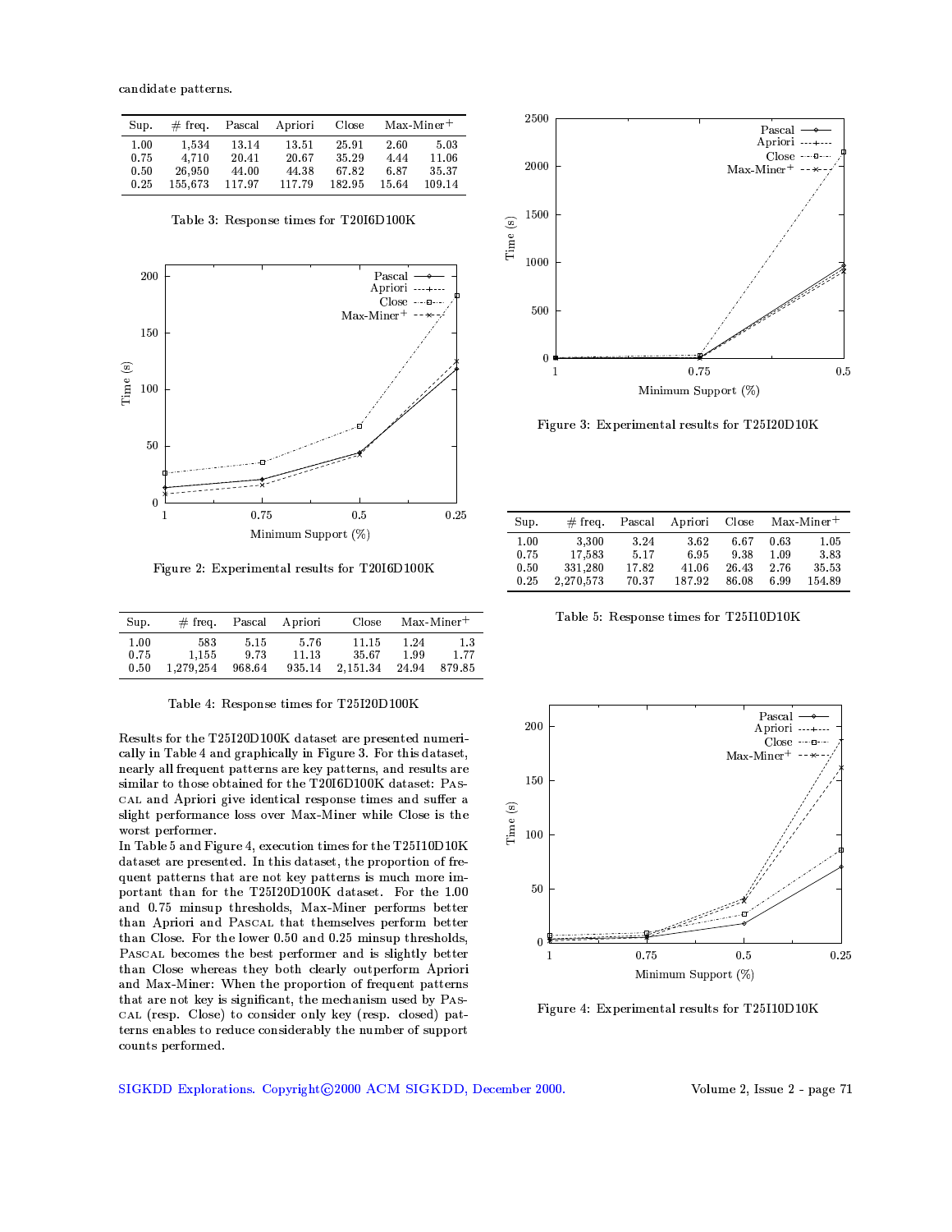candidate patterns.

| Sup. | # freq. | Pascal | Apriori | Close | Max-Miner$^+$ | |
|---|---|---|---|---|---|---|
| 1.00 | 1,534 | 13.14 | 13.51 | 25.91 | 2.60 | 5.03 |
| 0.75 | 4,710 | 20.41 | 20.67 | 35.29 | 4.44 | 11.06 |
| 0.50 | 26,950 | 44.00 | 44.38 | 67.82 | 6.87 | 35.37 |
| 0.25 | 155,673 | 117.97 | 117.79 | 182.95 | 15.64 | 109.14 |

Table 3: Response times for T20I6D100K

Figure 2: Experimental results for T20I6D100K

| Sup. | # freq. | Pascal | Apriori | Close | Max-Miner$^+$ | |
|---|---|---|---|---|---|---|
| 1.00 | 583 | 5.15 | 5.76 | 11.15 | 1.24 | 1.3 |
| 0.75 | 1,155 | 9.73 | 11.13 | 35.67 | 1.99 | 1.77 |
| 0.50 | 1,279,254 | 968.64 | 935.14 | 2,151.34 | 24.94 | 879.85 |

Table 4: Response times for T25I20D100K

Results for the T25I20D100K dataset are presented numerically in Table 4 and graphically in Figure 3. For this dataset, nearly all frequent patterns are key patterns, and results are similar to those obtained for the T20I6D100K dataset: Pascal and Apriori give identical response times and suffer a slight performance loss over Max-Miner while Close is the worst performer.

In Table 5 and Figure 4, execution times for the T25I10D10K dataset are presented. In this dataset, the proportion of frequent patterns that are not key patterns is much more important than for the T25I20D100K dataset. For the 1.00 and 0.75 minsup thresholds, Max-Miner performs better than Apriori and Pascal that themselves perform better than Close. For the lower 0.50 and 0.25 minsup thresholds, Pascal becomes the best performer and is slightly better than Close whereas they both clearly outperform Apriori and Max-Miner: When the proportion of frequent patterns that are not key is significant, the mechanism used by Pascal (resp. Close) to consider only key (resp. closed) patterns enables to reduce considerably the number of support counts performed.

Figure 3: Experimental results for T25I20D10K

| Sup. | # freq. | Pascal | Apriori | Close | Max-Miner$^+$ | |
|---|---|---|---|---|---|---|
| 1.00 | 3,300 | 3.24 | 3.62 | 6.67 | 0.63 | 1.05 |
| 0.75 | 17,583 | 5.17 | 6.95 | 9.38 | 1.09 | 3.83 |
| 0.50 | 331,280 | 17.82 | 41.06 | 26.43 | 2.76 | 35.53 |
| 0.25 | 2,270,573 | 70.37 | 187.92 | 86.08 | 6.99 | 154.89 |

Table 5: Response times for T25I10D10K

Figure 4: Experimental results for T25I10D10K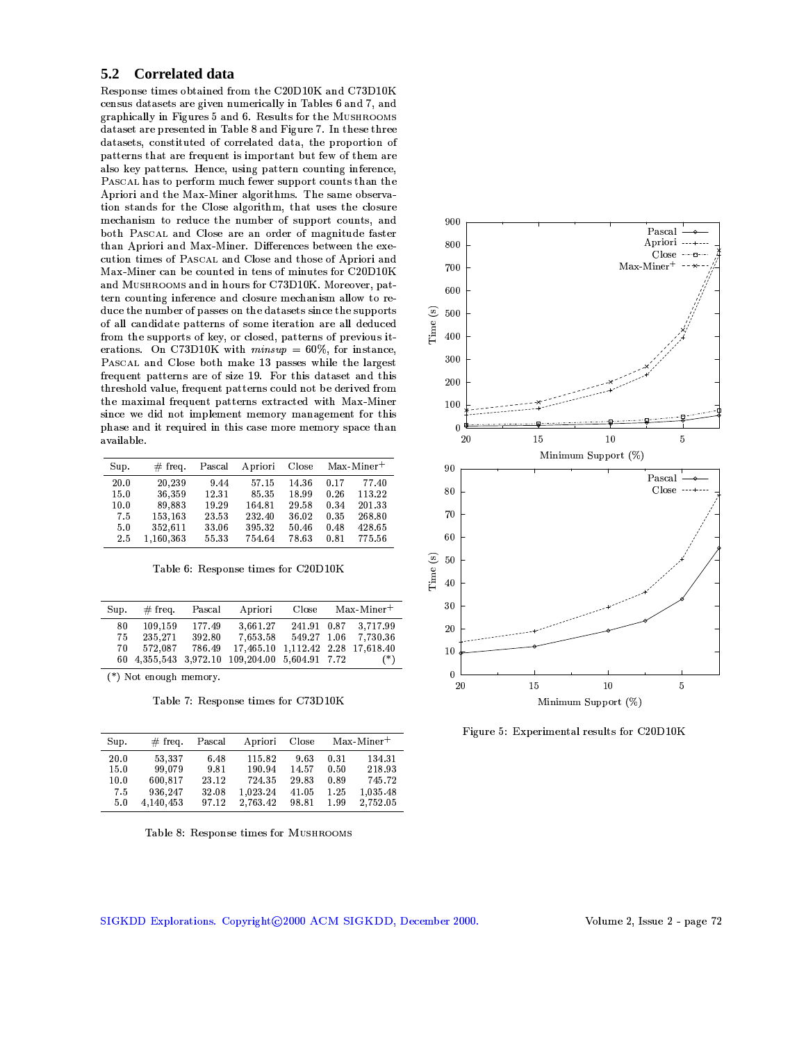## 5.2 Correlated data

Response times obtained from the C20D10K and C73D10K census datasets are given numerically in Tables 6 and 7, and graphically in Figures 5 and 6. Results for the MUSHROOMS dataset are presented in Table 8 and Figure 7. In these three datasets, constituted of correlated data, the proportion of patterns that are frequent is important but few of them are also key patterns. Hence, using pattern counting inference, PASCAL has to perform much fewer support counts than the Apriori and the Max-Miner algorithms. The same observation stands for the Close algorithm, that uses the closure mechanism to reduce the number of support counts, and both PASCAL and Close are an order of magnitude faster than Apriori and Max-Miner. Differences between the execution times of PASCAL and Close and those of Apriori and Max-Miner can be counted in tens of minutes for C20D10K and MUSHROOMS and in hours for C73D10K. Moreover, pattern counting inference and closure mechanism allow to reduce the number of passes on the datasets since the supports of all candidate patterns of some iteration are all deduced from the supports of key, or closed, patterns of previous iterations. On C73D10K with $minsup = 60\%$, for instance, PASCAL and Close both make 13 passes while the largest frequent patterns are of size 19. For this dataset and this threshold value, frequent patterns could not be derived from the maximal frequent patterns extracted with Max-Miner since we did not implement memory management for this phase and it required in this case more memory space than available.

| Sup. | # freq. | Pascal | Apriori | Close | Max-Miner$^+$ | |
|---|---|---|---|---|---|---|
| 20.0 | 20,239 | 9.44 | 57.15 | 14.36 | 0.17 | 77.40 |
| 15.0 | 36,359 | 12.31 | 85.35 | 18.99 | 0.26 | 113.22 |
| 10.0 | 89,883 | 19.29 | 164.81 | 29.58 | 0.34 | 201.33 |
| 7.5 | 153,163 | 23.53 | 232.40 | 36.02 | 0.35 | 268.80 |
| 5.0 | 352,611 | 33.06 | 395.32 | 50.46 | 0.48 | 428.65 |
| 2.5 | 1,160,363 | 55.33 | 754.64 | 78.63 | 0.81 | 775.56 |

Table 6: Response times for C20D10K

| Sup. | # freq. | Pascal | Apriori | Close | Max-Miner$^+$ | |
|---|---|---|---|---|---|---|
| 80 | 109,159 | 177.49 | 3,661.27 | 241.91 | 0.87 | 3,717.99 |
| 75 | 235,271 | 392.80 | 7,653.58 | 549.27 | 1.06 | 7,730.36 |
| 70 | 572,087 | 786.49 | 17,465.10 | 1,112.42 | 2.28 | 17,618.40 |
| 60 | 4,355,543 | 3,972.10 | 109,204.00 | 5,604.91 | 7.72 | (*) |

(*) Not enough memory.

Table 7: Response times for C73D10K

| Sup. | # freq. | Pascal | Apriori | Close | Max-Miner$^+$ | |
|---|---|---|---|---|---|---|
| 20.0 | 53,337 | 6.48 | 115.82 | 9.63 | 0.31 | 134.31 |
| 15.0 | 99,079 | 9.81 | 190.94 | 14.57 | 0.50 | 218.93 |
| 10.0 | 600,817 | 23.12 | 724.35 | 29.83 | 0.89 | 745.72 |
| 7.5 | 936,247 | 32.08 | 1,023.24 | 41.05 | 1.25 | 1,035.48 |
| 5.0 | 4,140,453 | 97.12 | 2,763.42 | 98.81 | 1.99 | 2,752.05 |

Table 8: Response times for MUSHROOMS

Figure 5: Experimental results for C20D10K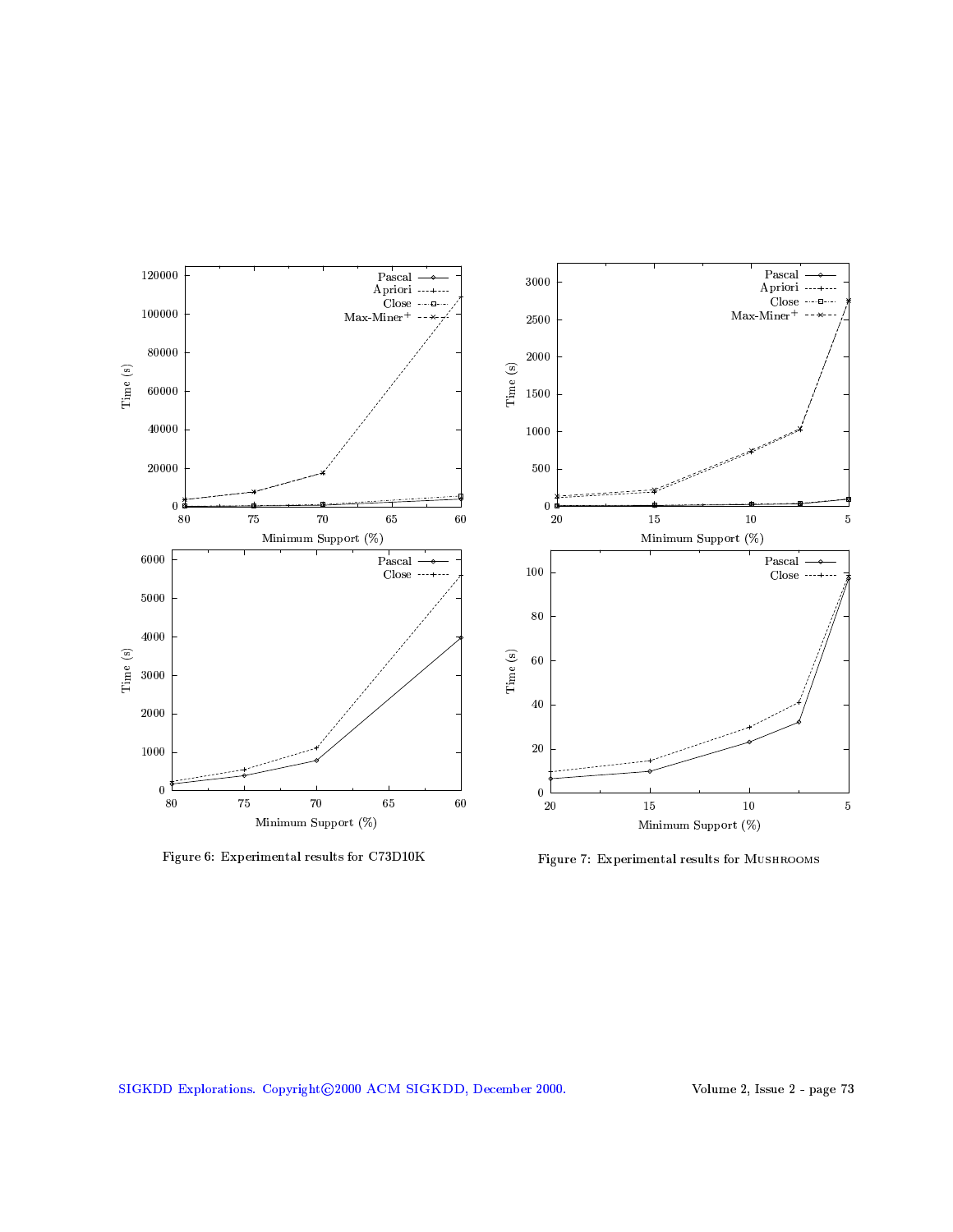Figure 6: Experimental results for C73D10K

Figure 7: Experimental results for MUSHROOMS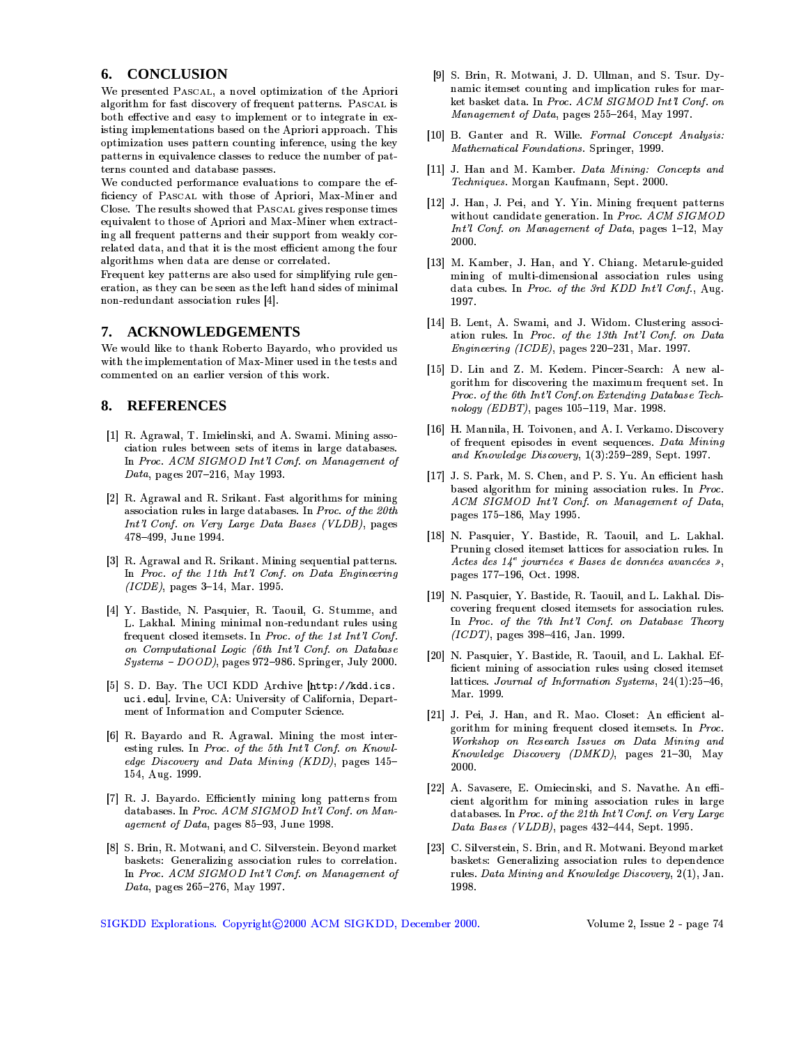## 6. CONCLUSION

We presented PASCAL, a novel optimization of the Apriori algorithm for fast discovery of frequent patterns. PASCAL is both effective and easy to implement or to integrate in existing implementations based on the Apriori approach. This optimization uses pattern counting inference, using the key patterns in equivalence classes to reduce the number of patterns counted and database passes.

We conducted performance evaluations to compare the efficiency of PASCAL with those of Apriori, Max-Miner and Close. The results showed that PASCAL gives response times equivalent to those of Apriori and Max-Miner when extracting all frequent patterns and their support from weakly correlated data, and that it is the most efficient among the four algorithms when data are dense or correlated.

Frequent key patterns are also used for simplifying rule generation, as they can be seen as the left hand sides of minimal non-redundant association rules [4].

## 7. ACKNOWLEDGEMENTS

We would like to thank Roberto Bayardo, who provided us with the implementation of Max-Miner used in the tests and commented on an earlier version of this work.

## 8. REFERENCES

[1] R. Agrawal, T. Imielinski, and A. Swami. Mining association rules between sets of items in large databases. In *Proc. ACM SIGMOD Int'l Conf. on Management of Data*, pages 207–216, May 1993.

[2] R. Agrawal and R. Srikant. Fast algorithms for mining association rules in large databases. In *Proc. of the 20th Int'l Conf. on Very Large Data Bases (VLDB)*, pages 478–499, June 1994.

[3] R. Agrawal and R. Srikant. Mining sequential patterns. In *Proc. of the 11th Int'l Conf. on Data Engineering (ICDE)*, pages 3–14, Mar. 1995.

[4] Y. Bastide, N. Pasquier, R. Taouil, G. Stumme, and L. Lakhal. Mining minimal non-redundant rules using frequent closed itemsets. In *Proc. of the 1st Int'l Conf. on Computational Logic (6th Int'l Conf. on Database Systems – DOOD)*, pages 972–986. Springer, July 2000.

[5] S. D. Bay. The UCI KDD Archive [`http://kdd.ics.uci.edu`]. Irvine, CA: University of California, Department of Information and Computer Science.

[6] R. Bayardo and R. Agrawal. Mining the most interesting rules. In *Proc. of the 5th Int'l Conf. on Knowledge Discovery and Data Mining (KDD)*, pages 145–154, Aug. 1999.

[7] R. J. Bayardo. Efficiently mining long patterns from databases. In *Proc. ACM SIGMOD Int'l Conf. on Management of Data*, pages 85–93, June 1998.

[8] S. Brin, R. Motwani, and C. Silverstein. Beyond market baskets: Generalizing association rules to correlation. In *Proc. ACM SIGMOD Int'l Conf. on Management of Data*, pages 265–276, May 1997.

[9] S. Brin, R. Motwani, J. D. Ullman, and S. Tsur. Dynamic itemset counting and implication rules for market basket data. In *Proc. ACM SIGMOD Int'l Conf. on Management of Data*, pages 255–264, May 1997.

[10] B. Ganter and R. Wille. *Formal Concept Analysis: Mathematical Foundations*. Springer, 1999.

[11] J. Han and M. Kamber. *Data Mining: Concepts and Techniques*. Morgan Kaufmann, Sept. 2000.

[12] J. Han, J. Pei, and Y. Yin. Mining frequent patterns without candidate generation. In *Proc. ACM SIGMOD Int'l Conf. on Management of Data*, pages 1–12, May 2000.

[13] M. Kamber, J. Han, and Y. Chiang. Metarule-guided mining of multi-dimensional association rules using data cubes. In *Proc. of the 3rd KDD Int'l Conf.*, Aug. 1997.

[14] B. Lent, A. Swami, and J. Widom. Clustering association rules. In *Proc. of the 13th Int'l Conf. on Data Engineering (ICDE)*, pages 220–231, Mar. 1997.

[15] D. Lin and Z. M. Kedem. Pincer-Search: A new algorithm for discovering the maximum frequent set. In *Proc. of the 6th Int'l Conf.on Extending Database Technology (EDBT)*, pages 105–119, Mar. 1998.

[16] H. Mannila, H. Toivonen, and A. I. Verkamo. Discovery of frequent episodes in event sequences. *Data Mining and Knowledge Discovery*, 1(3):259–289, Sept. 1997.

[17] J. S. Park, M. S. Chen, and P. S. Yu. An efficient hash based algorithm for mining association rules. In *Proc. ACM SIGMOD Int'l Conf. on Management of Data*, pages 175–186, May 1995.

[18] N. Pasquier, Y. Bastide, R. Taouil, and L. Lakhal. Pruning closed itemset lattices for association rules. In *Actes des 14$^{e}$ journées « Bases de données avancées »*, pages 177–196, Oct. 1998.

[19] N. Pasquier, Y. Bastide, R. Taouil, and L. Lakhal. Discovering frequent closed itemsets for association rules. In *Proc. of the 7th Int'l Conf. on Database Theory (ICDT)*, pages 398–416, Jan. 1999.

[20] N. Pasquier, Y. Bastide, R. Taouil, and L. Lakhal. Efficient mining of association rules using closed itemset lattices. *Journal of Information Systems*, 24(1):25–46, Mar. 1999.

[21] J. Pei, J. Han, and R. Mao. Closet: An efficient algorithm for mining frequent closed itemsets. In *Proc. Workshop on Research Issues on Data Mining and Knowledge Discovery (DMKD)*, pages 21–30, May 2000.

[22] A. Savasere, E. Omiecinski, and S. Navathe. An efficient algorithm for mining association rules in large databases. In *Proc. of the 21th Int'l Conf. on Very Large Data Bases (VLDB)*, pages 432–444, Sept. 1995.

[23] C. Silverstein, S. Brin, and R. Motwani. Beyond market baskets: Generalizing association rules to dependence rules. *Data Mining and Knowledge Discovery*, 2(1), Jan. 1998.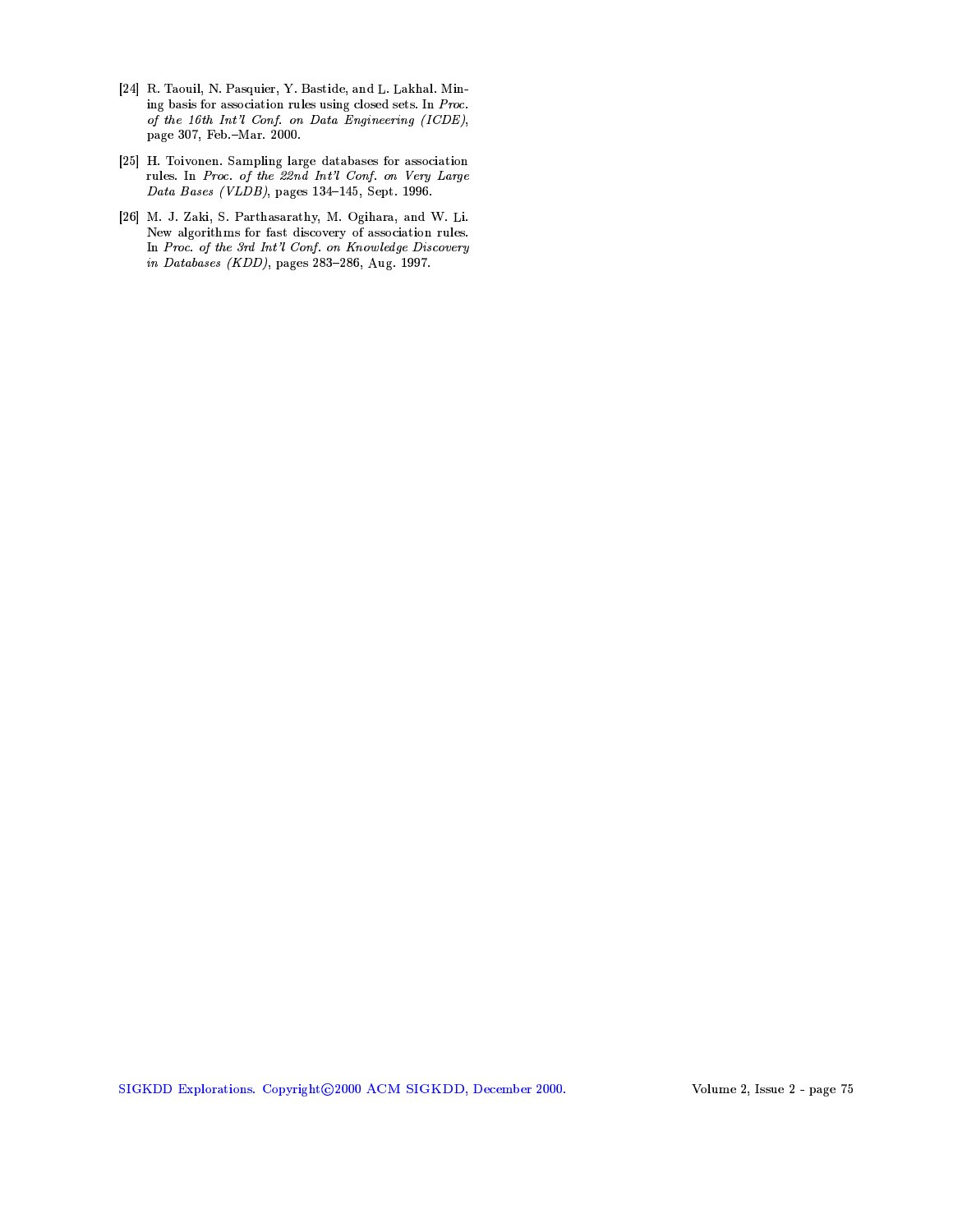[24] R. Taouil, N. Pasquier, Y. Bastide, and L. Lakhal. Mining basis for association rules using closed sets. In *Proc. of the 16th Int'l Conf. on Data Engineering (ICDE)*, page 307, Feb.–Mar. 2000.

[25] H. Toivonen. Sampling large databases for association rules. In *Proc. of the 22nd Int'l Conf. on Very Large Data Bases (VLDB)*, pages 134–145, Sept. 1996.

[26] M. J. Zaki, S. Parthasarathy, M. Ogihara, and W. Li. New algorithms for fast discovery of association rules. In *Proc. of the 3rd Int'l Conf. on Knowledge Discovery in Databases (KDD)*, pages 283–286, Aug. 1997.